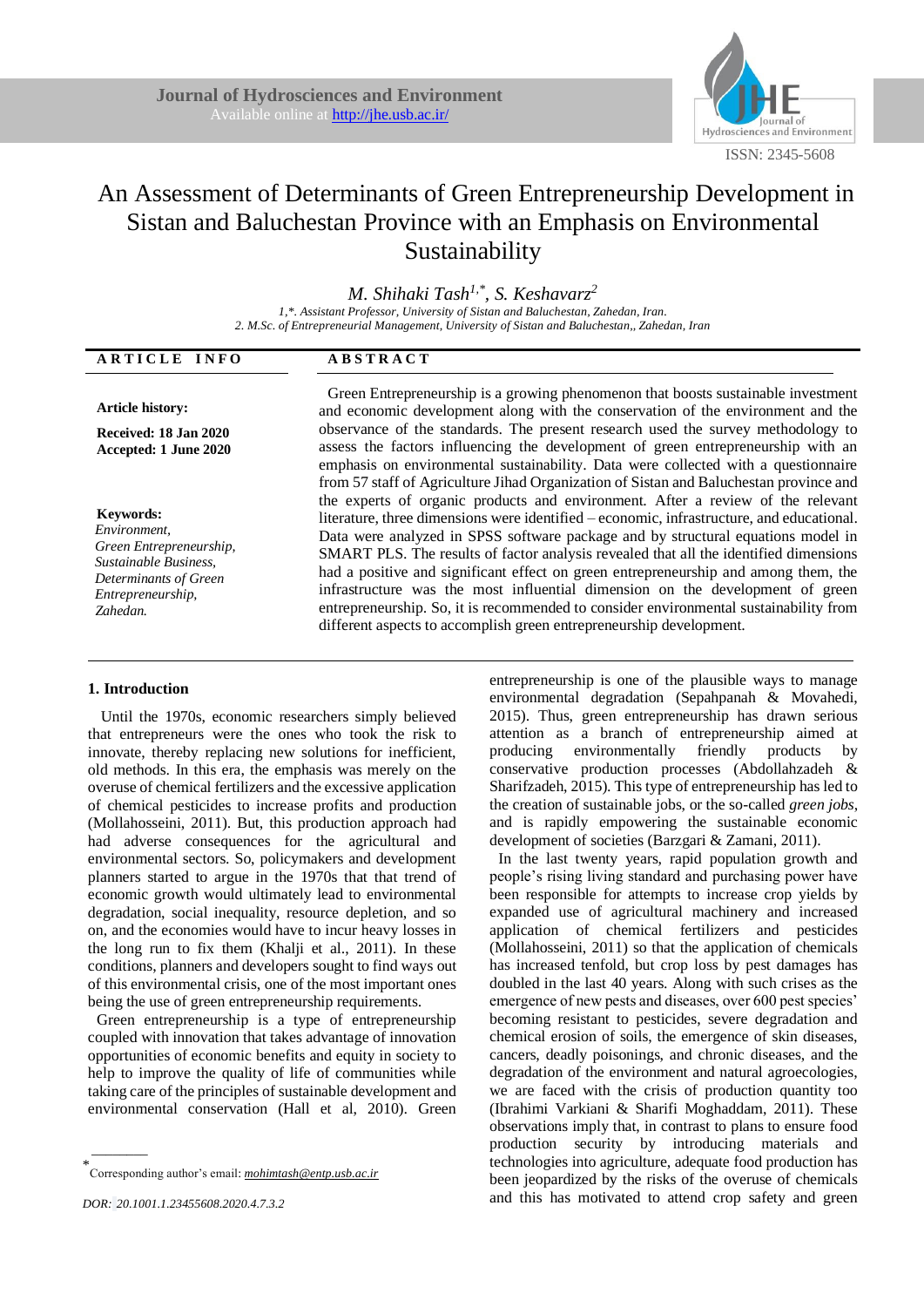Journal of Hydrosciences and Environment
Available online at http://jhe.usb.ac.ir/

ISSN: 2345-5608

# An Assessment of Determinants of Green Entrepreneurship Development in Sistan and Baluchestan Province with an Emphasis on Environmental Sustainability

*M. Shihaki Tash*[1,*], *S. Keshavarz*[2]

*1,\*. Assistant Professor, University of Sistan and Baluchestan, Zahedan, Iran.*
*2. M.Sc. of Entrepreneurial Management, University of Sistan and Baluchestan,, Zahedan, Iran*

**ARTICLE INFO**

**Article history:**

**Received: 18 Jan 2020**
**Accepted: 1 June 2020**

**Keywords:**
*Environment,*
*Green Entrepreneurship,*
*Sustainable Business,*
*Determinants of Green Entrepreneurship,*
*Zahedan.*

**ABSTRACT**

Green Entrepreneurship is a growing phenomenon that boosts sustainable investment and economic development along with the conservation of the environment and the observance of the standards. The present research used the survey methodology to assess the factors influencing the development of green entrepreneurship with an emphasis on environmental sustainability. Data were collected with a questionnaire from 57 staff of Agriculture Jihad Organization of Sistan and Baluchestan province and the experts of organic products and environment. After a review of the relevant literature, three dimensions were identified – economic, infrastructure, and educational. Data were analyzed in SPSS software package and by structural equations model in SMART PLS. The results of factor analysis revealed that all the identified dimensions had a positive and significant effect on green entrepreneurship and among them, the infrastructure was the most influential dimension on the development of green entrepreneurship. So, it is recommended to consider environmental sustainability from different aspects to accomplish green entrepreneurship development.

## 1. Introduction

Until the 1970s, economic researchers simply believed that entrepreneurs were the ones who took the risk to innovate, thereby replacing new solutions for inefficient, old methods. In this era, the emphasis was merely on the overuse of chemical fertilizers and the excessive application of chemical pesticides to increase profits and production (Mollahosseini, 2011). But, this production approach had had adverse consequences for the agricultural and environmental sectors. So, policymakers and development planners started to argue in the 1970s that that trend of economic growth would ultimately lead to environmental degradation, social inequality, resource depletion, and so on, and the economies would have to incur heavy losses in the long run to fix them (Khalji et al., 2011). In these conditions, planners and developers sought to find ways out of this environmental crisis, one of the most important ones being the use of green entrepreneurship requirements.

Green entrepreneurship is a type of entrepreneurship coupled with innovation that takes advantage of innovation opportunities of economic benefits and equity in society to help to improve the quality of life of communities while taking care of the principles of sustainable development and environmental conservation (Hall et al, 2010). Green entrepreneurship is one of the plausible ways to manage environmental degradation (Sepahpanah & Movahedi, 2015). Thus, green entrepreneurship has drawn serious attention as a branch of entrepreneurship aimed at producing environmentally friendly products by conservative production processes (Abdollahzadeh & Sharifzadeh, 2015). This type of entrepreneurship has led to the creation of sustainable jobs, or the so-called *green jobs*, and is rapidly empowering the sustainable economic development of societies (Barzgari & Zamani, 2011).

In the last twenty years, rapid population growth and people's rising living standard and purchasing power have been responsible for attempts to increase crop yields by expanded use of agricultural machinery and increased application of chemical fertilizers and pesticides (Mollahosseini, 2011) so that the application of chemicals has increased tenfold, but crop loss by pest damages has doubled in the last 40 years. Along with such crises as the emergence of new pests and diseases, over 600 pest species' becoming resistant to pesticides, severe degradation and chemical erosion of soils, the emergence of skin diseases, cancers, deadly poisonings, and chronic diseases, and the degradation of the environment and natural agroecologies, we are faced with the crisis of production quantity too (Ibrahimi Varkiani & Sharifi Moghaddam, 2011). These observations imply that, in contrast to plans to ensure food production security by introducing materials and technologies into agriculture, adequate food production has been jeopardized by the risks of the overuse of chemicals and this has motivated to attend crop safety and green

---

\* Corresponding author's email: *mohimtash@entp.usb.ac.ir*

*DOR: 20.1001.1.23455608.2020.4.7.3.2*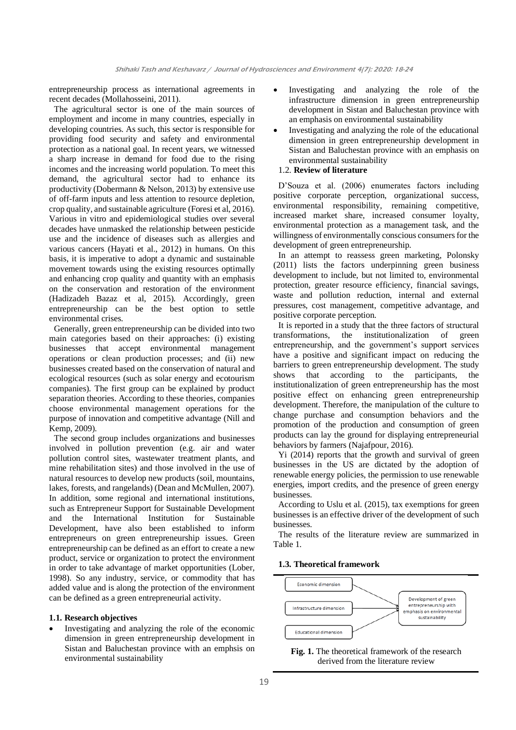entrepreneurship process as international agreements in recent decades (Mollahosseini, 2011).

The agricultural sector is one of the main sources of employment and income in many countries, especially in developing countries. As such, this sector is responsible for providing food security and safety and environmental protection as a national goal. In recent years, we witnessed a sharp increase in demand for food due to the rising incomes and the increasing world population. To meet this demand, the agricultural sector had to enhance its productivity (Dobermann & Nelson, 2013) by extensive use of off-farm inputs and less attention to resource depletion, crop quality, and sustainable agriculture (Foresi et al, 2016). Various in vitro and epidemiological studies over several decades have unmasked the relationship between pesticide use and the incidence of diseases such as allergies and various cancers (Hayati et al., 2012) in humans. On this basis, it is imperative to adopt a dynamic and sustainable movement towards using the existing resources optimally and enhancing crop quality and quantity with an emphasis on the conservation and restoration of the environment (Hadizadeh Bazaz et al, 2015). Accordingly, green entrepreneurship can be the best option to settle environmental crises.

Generally, green entrepreneurship can be divided into two main categories based on their approaches: (i) existing businesses that accept environmental management operations or clean production processes; and (ii) new businesses created based on the conservation of natural and ecological resources (such as solar energy and ecotourism companies). The first group can be explained by product separation theories. According to these theories, companies choose environmental management operations for the purpose of innovation and competitive advantage (Nill and Kemp, 2009).

The second group includes organizations and businesses involved in pollution prevention (e.g. air and water pollution control sites, wastewater treatment plants, and mine rehabilitation sites) and those involved in the use of natural resources to develop new products (soil, mountains, lakes, forests, and rangelands) (Dean and McMullen, 2007). In addition, some regional and international institutions, such as Entrepreneur Support for Sustainable Development and the International Institution for Sustainable Development, have also been established to inform entrepreneurs on green entrepreneurship issues. Green entrepreneurship can be defined as an effort to create a new product, service or organization to protect the environment in order to take advantage of market opportunities (Lober, 1998). So any industry, service, or commodity that has added value and is along the protection of the environment can be defined as a green entrepreneurial activity.

### 1.1. Research objectives

- Investigating and analyzing the role of the economic dimension in green entrepreneurship development in Sistan and Baluchestan province with an emphsis on environmental sustainability
- Investigating and analyzing the role of the infrastructure dimension in green entrepreneurship development in Sistan and Baluchestan province with an emphasis on environmental sustainability
- Investigating and analyzing the role of the educational dimension in green entrepreneurship development in Sistan and Baluchestan province with an emphasis on environmental sustainability

### 1.2. Review of literature

D'Souza et al. (2006) enumerates factors including positive corporate perception, organizational success, environmental responsibility, remaining competitive, increased market share, increased consumer loyalty, environmental protection as a management task, and the willingness of environmentally conscious consumers for the development of green entrepreneurship.

In an attempt to reassess green marketing, Polonsky (2011) lists the factors underpinning green business development to include, but not limited to, environmental protection, greater resource efficiency, financial savings, waste and pollution reduction, internal and external pressures, cost management, competitive advantage, and positive corporate perception.

It is reported in a study that the three factors of structural transformations, the institutionalization of green entrepreneurship, and the government's support services have a positive and significant impact on reducing the barriers to green entrepreneurship development. The study shows that according to the participants, the institutionalization of green entrepreneurship has the most positive effect on enhancing green entrepreneurship development. Therefore, the manipulation of the culture to change purchase and consumption behaviors and the promotion of the production and consumption of green products can lay the ground for displaying entrepreneurial behaviors by farmers (Najafpour, 2016).

Yi (2014) reports that the growth and survival of green businesses in the US are dictated by the adoption of renewable energy policies, the permission to use renewable energies, import credits, and the presence of green energy businesses.

According to Uslu et al. (2015), tax exemptions for green businesses is an effective driver of the development of such businesses.

The results of the literature review are summarized in Table 1.

### 1.3. Theoretical framework

Economic dimension → Development of green entrepreneurship with emphasis on environmental sustainability
Infrastructure dimension → Development of green entrepreneurship with emphasis on environmental sustainability
Educational dimension → Development of green entrepreneurship with emphasis on environmental sustainability

**Fig. 1.** The theoretical framework of the research derived from the literature review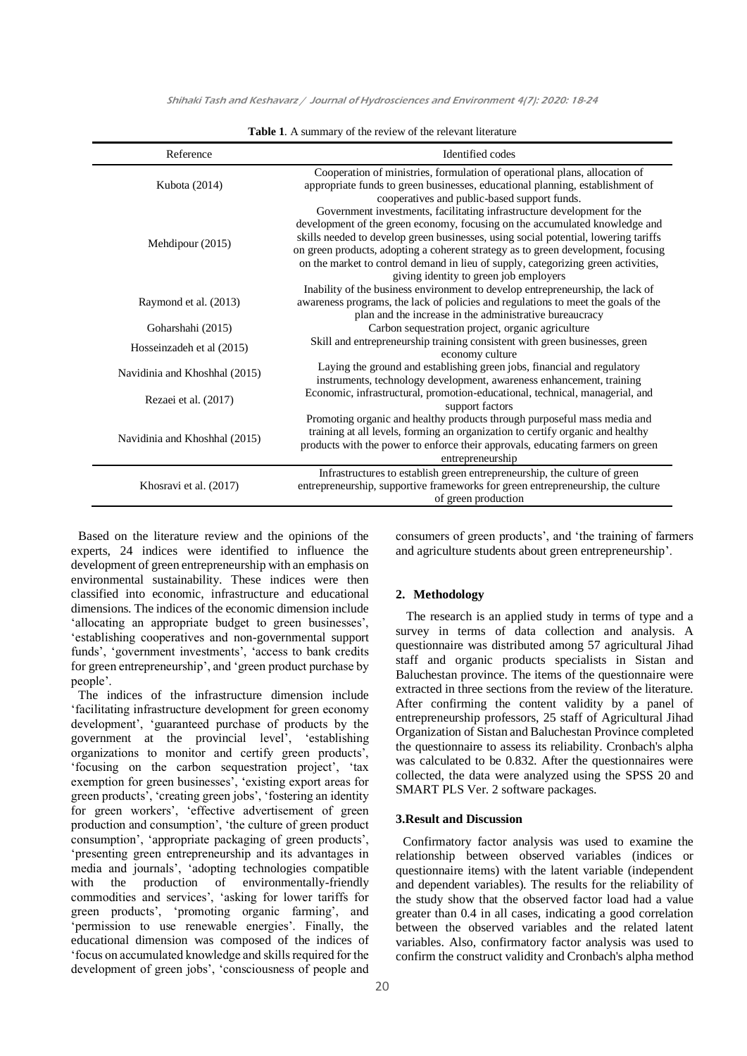**Table 1**. A summary of the review of the relevant literature

| Reference | Identified codes |
| --- | --- |
| Kubota (2014) | Cooperation of ministries, formulation of operational plans, allocation of appropriate funds to green businesses, educational planning, establishment of cooperatives and public-based support funds. |
| Mehdipour (2015) | Government investments, facilitating infrastructure development for the development of the green economy, focusing on the accumulated knowledge and skills needed to develop green businesses, using social potential, lowering tariffs on green products, adopting a coherent strategy as to green development, focusing on the market to control demand in lieu of supply, categorizing green activities, giving identity to green job employers |
| Raymond et al. (2013) | Inability of the business environment to develop entrepreneurship, the lack of awareness programs, the lack of policies and regulations to meet the goals of the plan and the increase in the administrative bureaucracy |
| Goharshahi (2015) | Carbon sequestration project, organic agriculture |
| Hosseinzadeh et al (2015) | Skill and entrepreneurship training consistent with green businesses, green economy culture |
| Navidinia and Khoshhal (2015) | Laying the ground and establishing green jobs, financial and regulatory instruments, technology development, awareness enhancement, training |
| Rezaei et al. (2017) | Economic, infrastructural, promotion-educational, technical, managerial, and support factors |
| Navidinia and Khoshhal (2015) | Promoting organic and healthy products through purposeful mass media and training at all levels, forming an organization to certify organic and healthy products with the power to enforce their approvals, educating farmers on green entrepreneurship |
| Khosravi et al. (2017) | Infrastructures to establish green entrepreneurship, the culture of green entrepreneurship, supportive frameworks for green entrepreneurship, the culture of green production |

Based on the literature review and the opinions of the experts, 24 indices were identified to influence the development of green entrepreneurship with an emphasis on environmental sustainability. These indices were then classified into economic, infrastructure and educational dimensions. The indices of the economic dimension include 'allocating an appropriate budget to green businesses', 'establishing cooperatives and non-governmental support funds', 'government investments', 'access to bank credits for green entrepreneurship', and 'green product purchase by people'.

The indices of the infrastructure dimension include 'facilitating infrastructure development for green economy development', 'guaranteed purchase of products by the government at the provincial level', 'establishing organizations to monitor and certify green products', 'focusing on the carbon sequestration project', 'tax exemption for green businesses', 'existing export areas for green products', 'creating green jobs', 'fostering an identity for green workers', 'effective advertisement of green production and consumption', 'the culture of green product consumption', 'appropriate packaging of green products', 'presenting green entrepreneurship and its advantages in media and journals', 'adopting technologies compatible with the production of environmentally-friendly commodities and services', 'asking for lower tariffs for green products', 'promoting organic farming', and 'permission to use renewable energies'. Finally, the educational dimension was composed of the indices of 'focus on accumulated knowledge and skills required for the development of green jobs', 'consciousness of people and consumers of green products', and 'the training of farmers and agriculture students about green entrepreneurship'.

## 2. Methodology

The research is an applied study in terms of type and a survey in terms of data collection and analysis. A questionnaire was distributed among 57 agricultural Jihad staff and organic products specialists in Sistan and Baluchestan province. The items of the questionnaire were extracted in three sections from the review of the literature. After confirming the content validity by a panel of entrepreneurship professors, 25 staff of Agricultural Jihad Organization of Sistan and Baluchestan Province completed the questionnaire to assess its reliability. Cronbach's alpha was calculated to be 0.832. After the questionnaires were collected, the data were analyzed using the SPSS 20 and SMART PLS Ver. 2 software packages.

## 3.Result and Discussion

Confirmatory factor analysis was used to examine the relationship between observed variables (indices or questionnaire items) with the latent variable (independent and dependent variables). The results for the reliability of the study show that the observed factor load had a value greater than 0.4 in all cases, indicating a good correlation between the observed variables and the related latent variables. Also, confirmatory factor analysis was used to confirm the construct validity and Cronbach's alpha method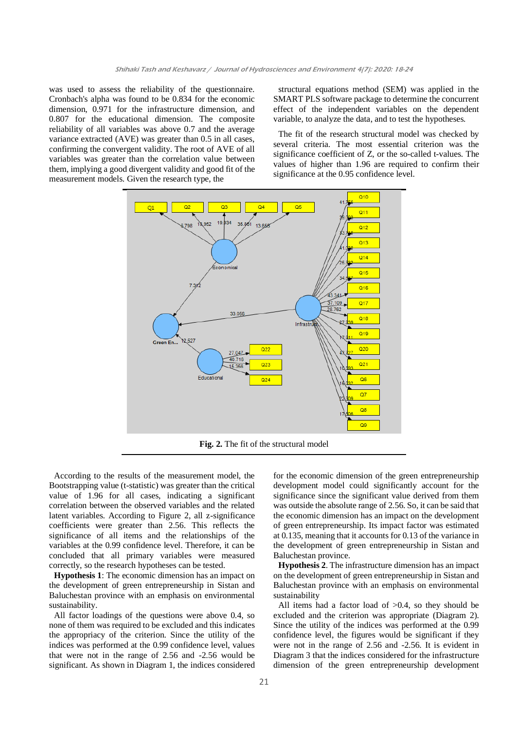was used to assess the reliability of the questionnaire. Cronbach's alpha was found to be 0.834 for the economic dimension, 0.971 for the infrastructure dimension, and 0.807 for the educational dimension. The composite reliability of all variables was above 0.7 and the average variance extracted (AVE) was greater than 0.5 in all cases, confirming the convergent validity. The root of AVE of all variables was greater than the correlation value between them, implying a good divergent validity and good fit of the measurement models. Given the research type, the structural equations method (SEM) was applied in the SMART PLS software package to determine the concurrent effect of the independent variables on the dependent variable, to analyze the data, and to test the hypotheses.

The fit of the research structural model was checked by several criteria. The most essential criterion was the significance coefficient of Z, or the so-called t-values. The values of higher than 1.96 are required to confirm their significance at the 0.95 confidence level.

**Fig. 2.** The fit of the structural model

According to the results of the measurement model, the Bootstrapping value (t-statistic) was greater than the critical value of 1.96 for all cases, indicating a significant correlation between the observed variables and the related latent variables. According to Figure 2, all z-significance coefficients were greater than 2.56. This reflects the significance of all items and the relationships of the variables at the 0.99 confidence level. Therefore, it can be concluded that all primary variables were measured correctly, so the research hypotheses can be tested.

**Hypothesis 1**: The economic dimension has an impact on the development of green entrepreneurship in Sistan and Baluchestan province with an emphasis on environmental sustainability.

All factor loadings of the questions were above 0.4, so none of them was required to be excluded and this indicates the appropriacy of the criterion. Since the utility of the indices was performed at the 0.99 confidence level, values that were not in the range of 2.56 and -2.56 would be significant. As shown in Diagram 1, the indices considered for the economic dimension of the green entrepreneurship development model could significantly account for the significance since the significant value derived from them was outside the absolute range of 2.56. So, it can be said that the economic dimension has an impact on the development of green entrepreneurship. Its impact factor was estimated at 0.135, meaning that it accounts for 0.13 of the variance in the development of green entrepreneurship in Sistan and Baluchestan province.

**Hypothesis 2**. The infrastructure dimension has an impact on the development of green entrepreneurship in Sistan and Baluchestan province with an emphasis on environmental sustainability

All items had a factor load of >0.4, so they should be excluded and the criterion was appropriate (Diagram 2). Since the utility of the indices was performed at the 0.99 confidence level, the figures would be significant if they were not in the range of 2.56 and -2.56. It is evident in Diagram 3 that the indices considered for the infrastructure dimension of the green entrepreneurship development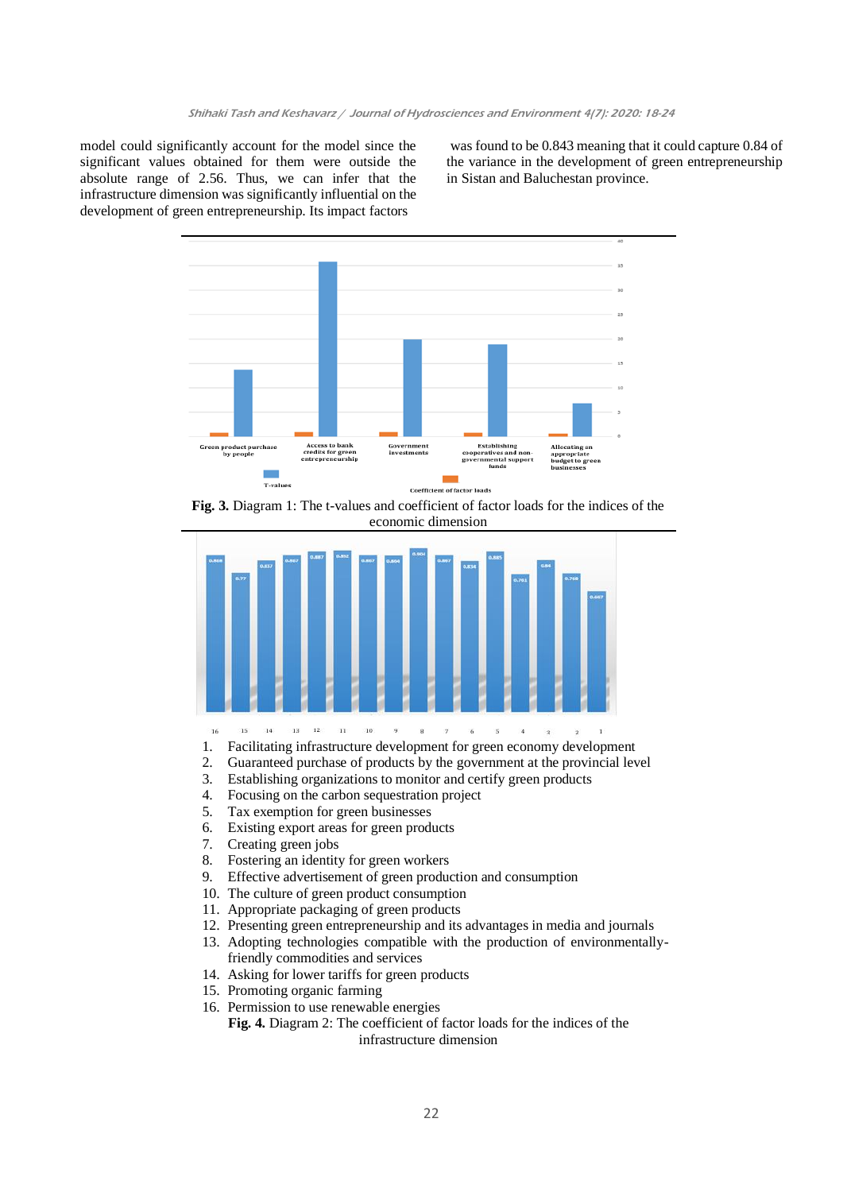model could significantly account for the model since the significant values obtained for them were outside the absolute range of 2.56. Thus, we can infer that the infrastructure dimension was significantly influential on the development of green entrepreneurship. Its impact factors was found to be 0.843 meaning that it could capture 0.84 of the variance in the development of green entrepreneurship in Sistan and Baluchestan province.

**Fig. 3.** Diagram 1: The t-values and coefficient of factor loads for the indices of the economic dimension

1. Facilitating infrastructure development for green economy development
2. Guaranteed purchase of products by the government at the provincial level
3. Establishing organizations to monitor and certify green products
4. Focusing on the carbon sequestration project
5. Tax exemption for green businesses
6. Existing export areas for green products
7. Creating green jobs
8. Fostering an identity for green workers
9. Effective advertisement of green production and consumption
10. The culture of green product consumption
11. Appropriate packaging of green products
12. Presenting green entrepreneurship and its advantages in media and journals
13. Adopting technologies compatible with the production of environmentally-friendly commodities and services
14. Asking for lower tariffs for green products
15. Promoting organic farming
16. Permission to use renewable energies

**Fig. 4.** Diagram 2: The coefficient of factor loads for the indices of the infrastructure dimension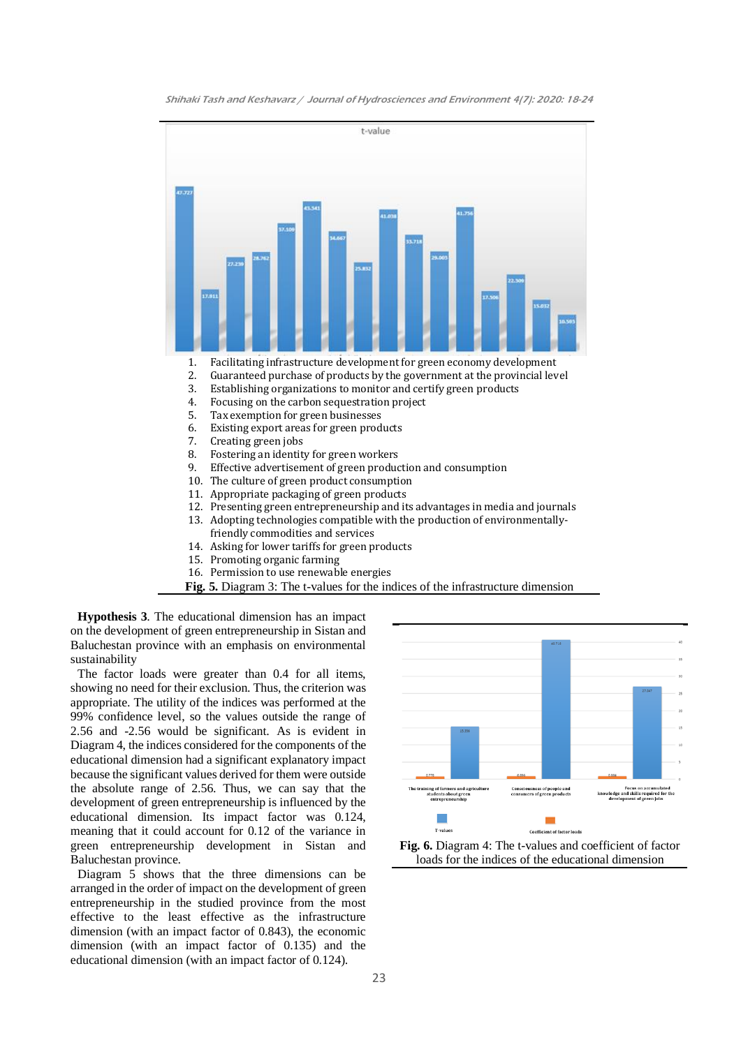1. Facilitating infrastructure development for green economy development
2. Guaranteed purchase of products by the government at the provincial level
3. Establishing organizations to monitor and certify green products
4. Focusing on the carbon sequestration project
5. Tax exemption for green businesses
6. Existing export areas for green products
7. Creating green jobs
8. Fostering an identity for green workers
9. Effective advertisement of green production and consumption
10. The culture of green product consumption
11. Appropriate packaging of green products
12. Presenting green entrepreneurship and its advantages in media and journals
13. Adopting technologies compatible with the production of environmentally-friendly commodities and services
14. Asking for lower tariffs for green products
15. Promoting organic farming
16. Permission to use renewable energies

**Fig. 5.** Diagram 3: The t-values for the indices of the infrastructure dimension

**Hypothesis 3**. The educational dimension has an impact on the development of green entrepreneurship in Sistan and Baluchestan province with an emphasis on environmental sustainability

The factor loads were greater than 0.4 for all items, showing no need for their exclusion. Thus, the criterion was appropriate. The utility of the indices was performed at the 99% confidence level, so the values outside the range of 2.56 and -2.56 would be significant. As is evident in Diagram 4, the indices considered for the components of the educational dimension had a significant explanatory impact because the significant values derived for them were outside the absolute range of 2.56. Thus, we can say that the development of green entrepreneurship is influenced by the educational dimension. Its impact factor was 0.124, meaning that it could account for 0.12 of the variance in green entrepreneurship development in Sistan and Baluchestan province.

Diagram 5 shows that the three dimensions can be arranged in the order of impact on the development of green entrepreneurship in the studied province from the most effective to the least effective as the infrastructure dimension (with an impact factor of 0.843), the economic dimension (with an impact factor of 0.135) and the educational dimension (with an impact factor of 0.124).

**Fig. 6.** Diagram 4: The t-values and coefficient of factor loads for the indices of the educational dimension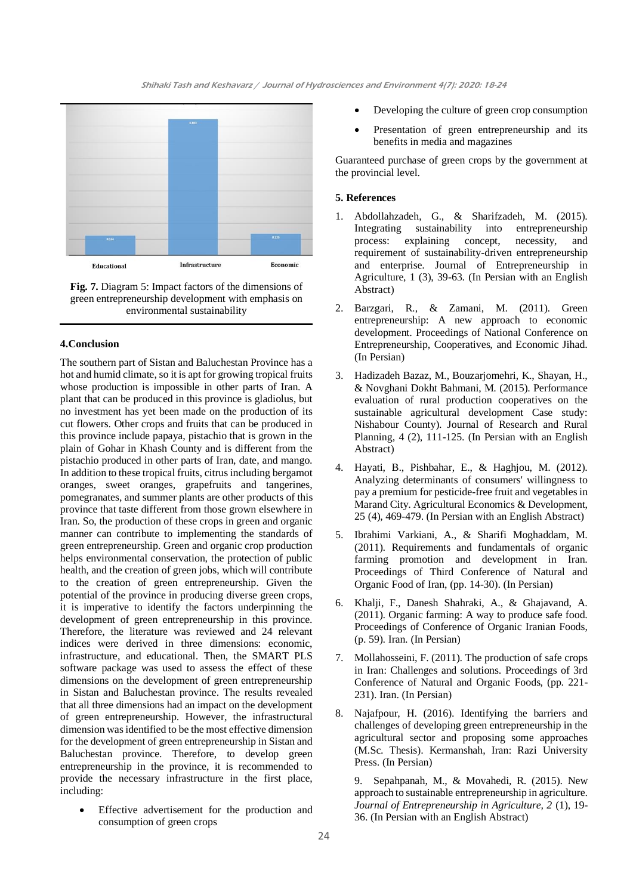0.124

0.863

0.136

Educational

Infrastructure

Economic

**Fig. 7.** Diagram 5: Impact factors of the dimensions of green entrepreneurship development with emphasis on environmental sustainability

## 4.Conclusion

The southern part of Sistan and Baluchestan Province has a hot and humid climate, so it is apt for growing tropical fruits whose production is impossible in other parts of Iran. A plant that can be produced in this province is gladiolus, but no investment has yet been made on the production of its cut flowers. Other crops and fruits that can be produced in this province include papaya, pistachio that is grown in the plain of Gohar in Khash County and is different from the pistachio produced in other parts of Iran, date, and mango. In addition to these tropical fruits, citrus including bergamot oranges, sweet oranges, grapefruits and tangerines, pomegranates, and summer plants are other products of this province that taste different from those grown elsewhere in Iran. So, the production of these crops in green and organic manner can contribute to implementing the standards of green entrepreneurship. Green and organic crop production helps environmental conservation, the protection of public health, and the creation of green jobs, which will contribute to the creation of green entrepreneurship. Given the potential of the province in producing diverse green crops, it is imperative to identify the factors underpinning the development of green entrepreneurship in this province. Therefore, the literature was reviewed and 24 relevant indices were derived in three dimensions: economic, infrastructure, and educational. Then, the SMART PLS software package was used to assess the effect of these dimensions on the development of green entrepreneurship in Sistan and Baluchestan province. The results revealed that all three dimensions had an impact on the development of green entrepreneurship. However, the infrastructural dimension was identified to be the most effective dimension for the development of green entrepreneurship in Sistan and Baluchestan province. Therefore, to develop green entrepreneurship in the province, it is recommended to provide the necessary infrastructure in the first place, including:

- Effective advertisement for the production and consumption of green crops
- Developing the culture of green crop consumption
- Presentation of green entrepreneurship and its benefits in media and magazines

Guaranteed purchase of green crops by the government at the provincial level.

## 5. References

1. Abdollahzadeh, G., & Sharifzadeh, M. (2015). Integrating sustainability into entrepreneurship process: explaining concept, necessity, and requirement of sustainability-driven entrepreneurship and enterprise. Journal of Entrepreneurship in Agriculture, 1 (3), 39-63. (In Persian with an English Abstract)
2. Barzgari, R., & Zamani, M. (2011). Green entrepreneurship: A new approach to economic development. Proceedings of National Conference on Entrepreneurship, Cooperatives, and Economic Jihad. (In Persian)
3. Hadizadeh Bazaz, M., Bouzarjomehri, K., Shayan, H., & Novghani Dokht Bahmani, M. (2015). Performance evaluation of rural production cooperatives on the sustainable agricultural development Case study: Nishabour County). Journal of Research and Rural Planning, 4 (2), 111-125. (In Persian with an English Abstract)
4. Hayati, B., Pishbahar, E., & Haghjou, M. (2012). Analyzing determinants of consumers' willingness to pay a premium for pesticide-free fruit and vegetables in Marand City. Agricultural Economics & Development, 25 (4), 469-479. (In Persian with an English Abstract)
5. Ibrahimi Varkiani, A., & Sharifi Moghaddam, M. (2011). Requirements and fundamentals of organic farming promotion and development in Iran. Proceedings of Third Conference of Natural and Organic Food of Iran, (pp. 14-30). (In Persian)
6. Khalji, F., Danesh Shahraki, A., & Ghajavand, A. (2011). Organic farming: A way to produce safe food. Proceedings of Conference of Organic Iranian Foods, (p. 59). Iran. (In Persian)
7. Mollahosseini, F. (2011). The production of safe crops in Iran: Challenges and solutions. Proceedings of 3rd Conference of Natural and Organic Foods, (pp. 221-231). Iran. (In Persian)
8. Najafpour, H. (2016). Identifying the barriers and challenges of developing green entrepreneurship in the agricultural sector and proposing some approaches (M.Sc. Thesis). Kermanshah, Iran: Razi University Press. (In Persian)
9. Sepahpanah, M., & Movahedi, R. (2015). New approach to sustainable entrepreneurship in agriculture. *Journal of Entrepreneurship in Agriculture, 2* (1), 19-36. (In Persian with an English Abstract)